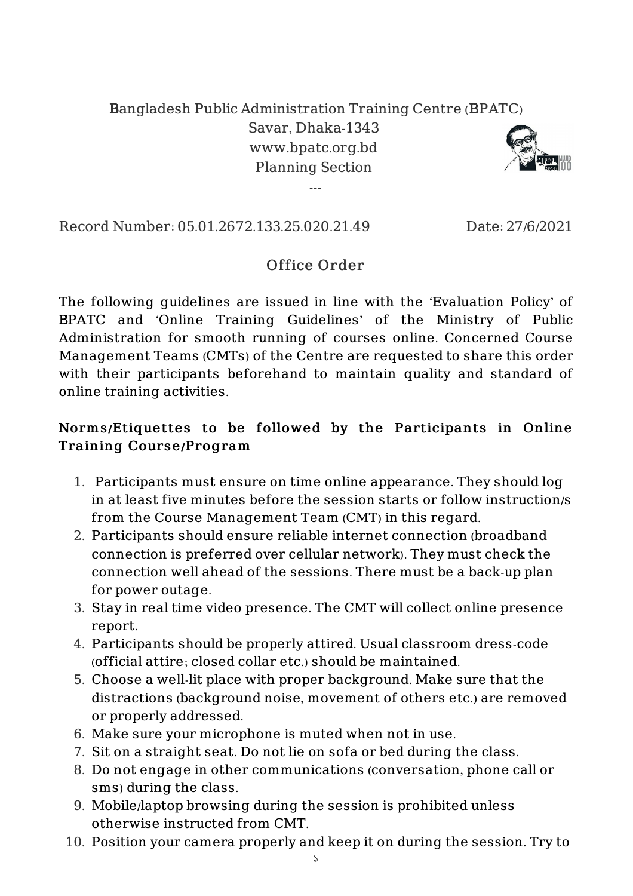Bangladesh Public Administration Training Centre (BPATC)
Savar, Dhaka-1343
www.bpatc.org.bd
Planning Section

---

Record Number: 05.01.2672.133.25.020.21.49 Date: 27/6/2021

## Office Order

The following guidelines are issued in line with the 'Evaluation Policy' of BPATC and 'Online Training Guidelines' of the Ministry of Public Administration for smooth running of courses online. Concerned Course Management Teams (CMTs) of the Centre are requested to share this order with their participants beforehand to maintain quality and standard of online training activities.

**<u>Norms/Etiquettes to be followed by the Participants in Online Training Course/Program</u>**

1. Participants must ensure on time online appearance. They should log in at least five minutes before the session starts or follow instruction/s from the Course Management Team (CMT) in this regard.
2. Participants should ensure reliable internet connection (broadband connection is preferred over cellular network). They must check the connection well ahead of the sessions. There must be a back-up plan for power outage.
3. Stay in real time video presence. The CMT will collect online presence report.
4. Participants should be properly attired. Usual classroom dress-code (official attire; closed collar etc.) should be maintained.
5. Choose a well-lit place with proper background. Make sure that the distractions (background noise, movement of others etc.) are removed or properly addressed.
6. Make sure your microphone is muted when not in use.
7. Sit on a straight seat. Do not lie on sofa or bed during the class.
8. Do not engage in other communications (conversation, phone call or sms) during the class.
9. Mobile/laptop browsing during the session is prohibited unless otherwise instructed from CMT.
10. Position your camera properly and keep it on during the session. Try to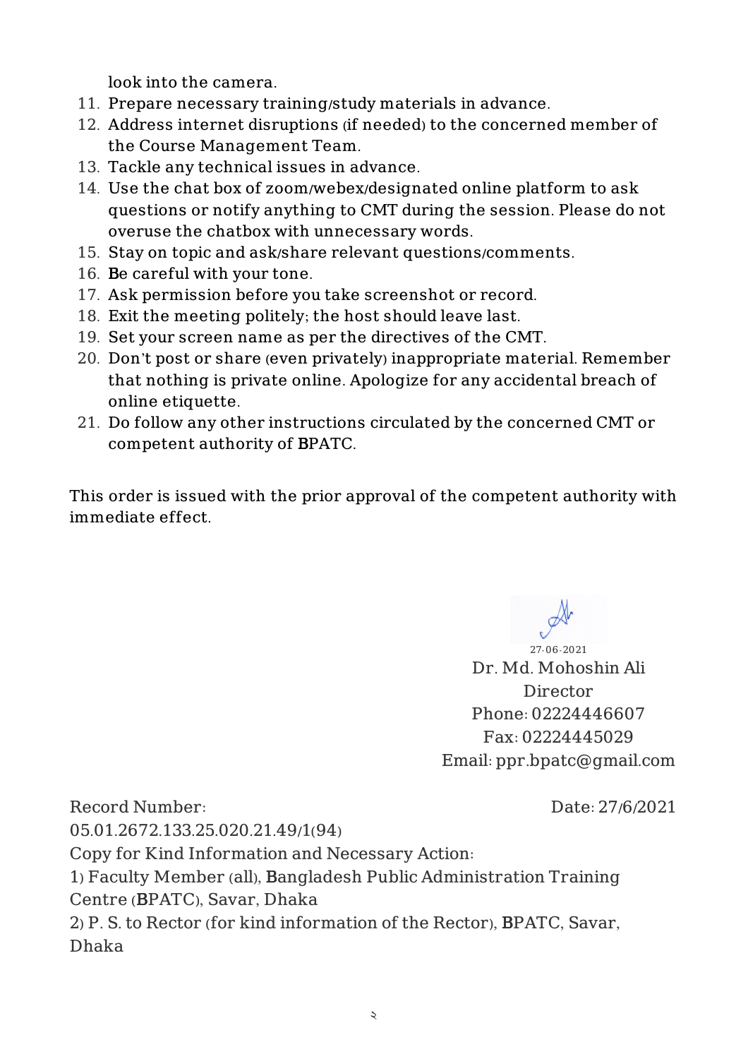look into the camera.

11. Prepare necessary training/study materials in advance.
12. Address internet disruptions (if needed) to the concerned member of the Course Management Team.
13. Tackle any technical issues in advance.
14. Use the chat box of zoom/webex/designated online platform to ask questions or notify anything to CMT during the session. Please do not overuse the chatbox with unnecessary words.
15. Stay on topic and ask/share relevant questions/comments.
16. Be careful with your tone.
17. Ask permission before you take screenshot or record.
18. Exit the meeting politely; the host should leave last.
19. Set your screen name as per the directives of the CMT.
20. Don't post or share (even privately) inappropriate material. Remember that nothing is private online. Apologize for any accidental breach of online etiquette.
21. Do follow any other instructions circulated by the concerned CMT or competent authority of BPATC.

This order is issued with the prior approval of the competent authority with immediate effect.

27-06-2021
Dr. Md. Mohoshin Ali
Director
Phone: 02224446607
Fax: 02224445029
Email: ppr.bpatc@gmail.com

Record Number: 05.01.2672.133.25.020.21.49/1(94)

Date: 27/6/2021

Copy for Kind Information and Necessary Action:

1) Faculty Member (all), Bangladesh Public Administration Training Centre (BPATC), Savar, Dhaka
2) P. S. to Rector (for kind information of the Rector), BPATC, Savar, Dhaka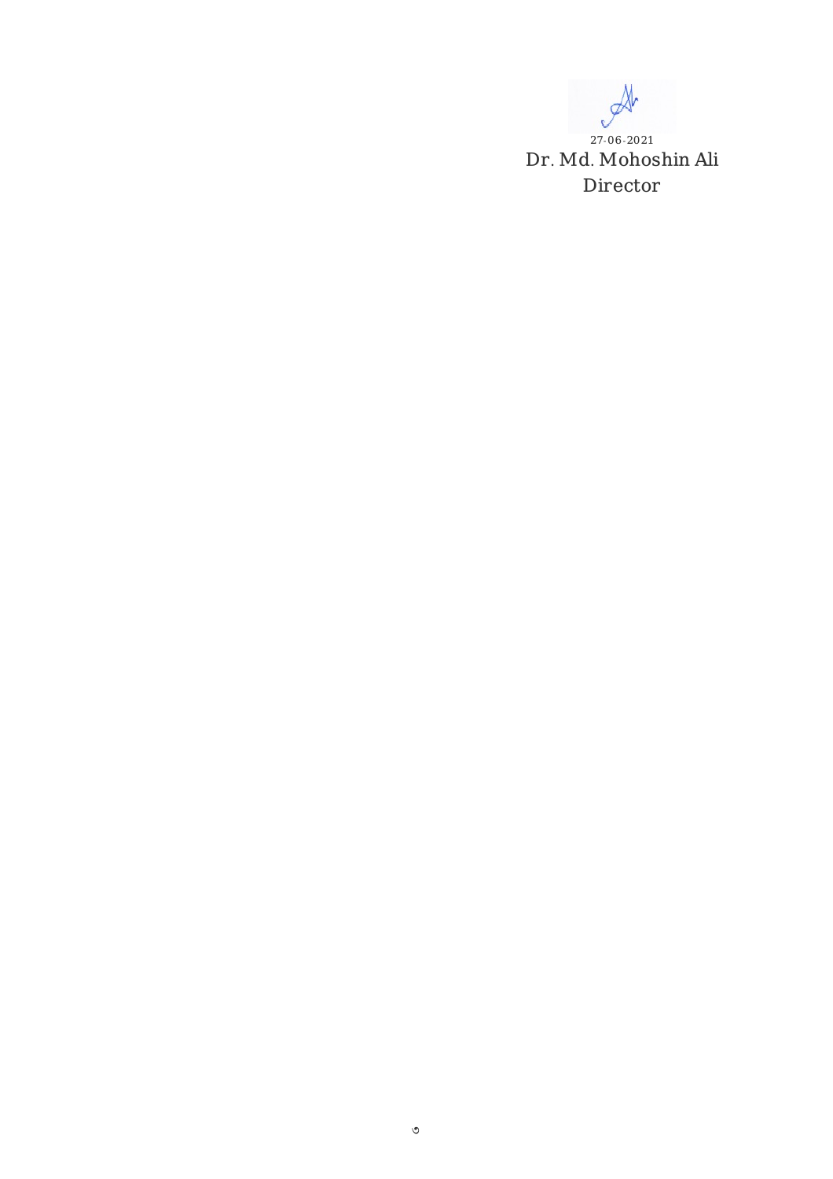27-06-2021

Dr. Md. Mohoshin Ali

Director